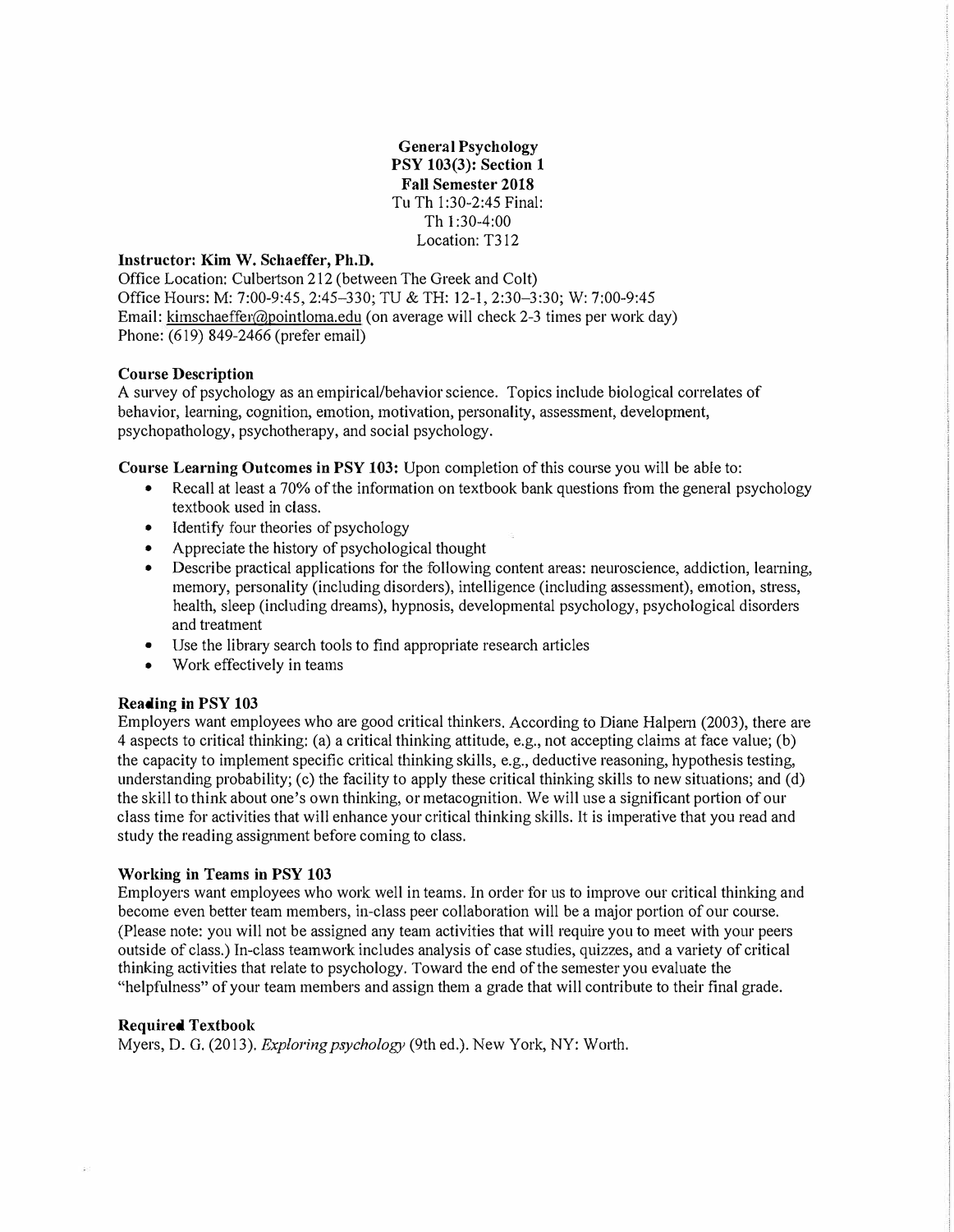**General Psychology**
**PSY 103(3): Section 1**
**Fall Semester 2018**
Tu Th 1:30-2:45 Final:
Th 1:30-4:00
Location: T312

**Instructor: Kim W. Schaeffer, Ph.D.**
Office Location: Culbertson 212 (between The Greek and Colt)
Office Hours: M: 7:00-9:45, 2:45–330; TU & TH: 12-1, 2:30–3:30; W: 7:00-9:45
Email: kimschaeffer@pointloma.edu (on average will check 2-3 times per work day)
Phone: (619) 849-2466 (prefer email)

## Course Description

A survey of psychology as an empirical/behavior science. Topics include biological correlates of behavior, learning, cognition, emotion, motivation, personality, assessment, development, psychopathology, psychotherapy, and social psychology.

**Course Learning Outcomes in PSY 103:** Upon completion of this course you will be able to:

- Recall at least a 70% of the information on textbook bank questions from the general psychology textbook used in class.
- Identify four theories of psychology
- Appreciate the history of psychological thought
- Describe practical applications for the following content areas: neuroscience, addiction, learning, memory, personality (including disorders), intelligence (including assessment), emotion, stress, health, sleep (including dreams), hypnosis, developmental psychology, psychological disorders and treatment
- Use the library search tools to find appropriate research articles
- Work effectively in teams

## Reading in PSY 103

Employers want employees who are good critical thinkers. According to Diane Halpern (2003), there are 4 aspects to critical thinking: (a) a critical thinking attitude, e.g., not accepting claims at face value; (b) the capacity to implement specific critical thinking skills, e.g., deductive reasoning, hypothesis testing, understanding probability; (c) the facility to apply these critical thinking skills to new situations; and (d) the skill to think about one's own thinking, or metacognition. We will use a significant portion of our class time for activities that will enhance your critical thinking skills. It is imperative that you read and study the reading assignment before coming to class.

## Working in Teams in PSY 103

Employers want employees who work well in teams. In order for us to improve our critical thinking and become even better team members, in-class peer collaboration will be a major portion of our course. (Please note: you will not be assigned any team activities that will require you to meet with your peers outside of class.) In-class teamwork includes analysis of case studies, quizzes, and a variety of critical thinking activities that relate to psychology. Toward the end of the semester you evaluate the "helpfulness" of your team members and assign them a grade that will contribute to their final grade.

## Required Textbook

Myers, D. G. (2013). *Exploring psychology* (9th ed.). New York, NY: Worth.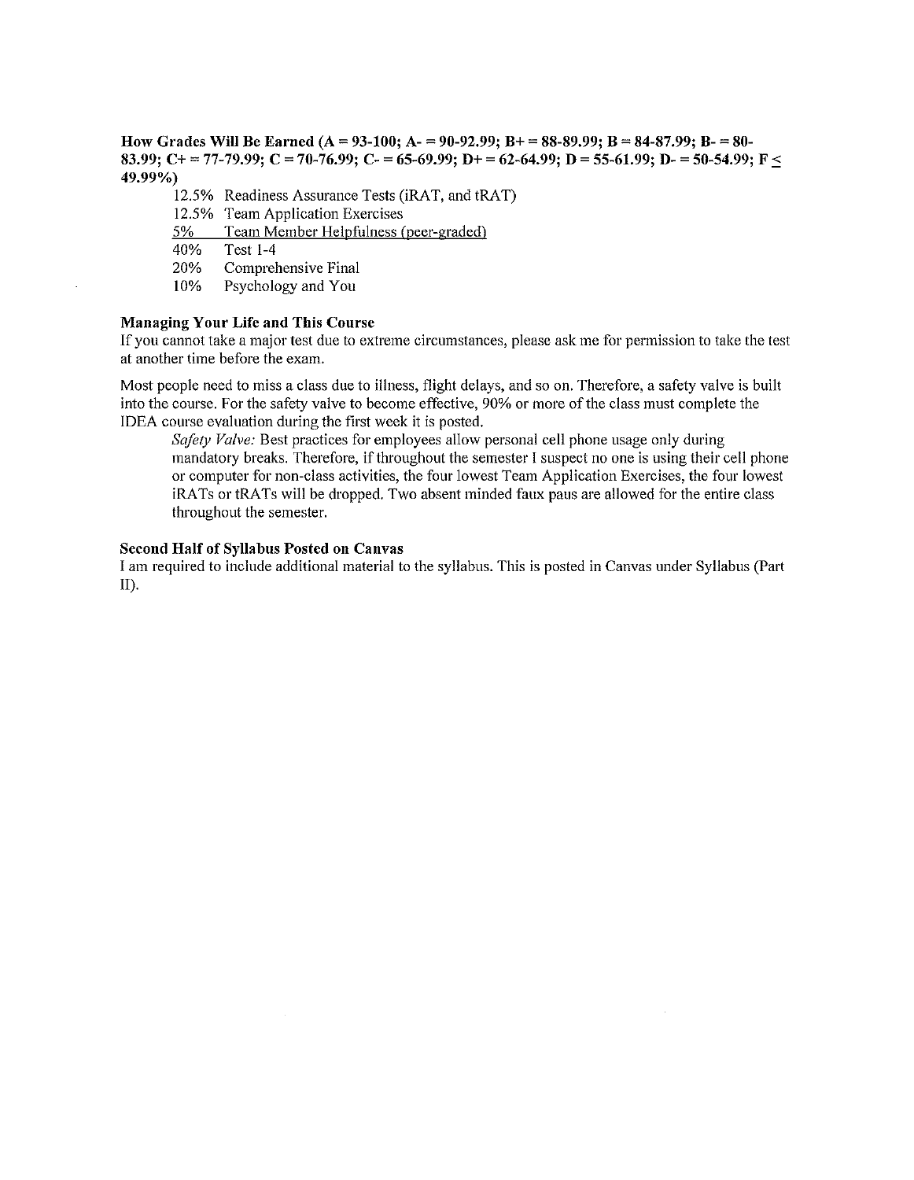**How Grades Will Be Earned (A = 93-100; A- = 90-92.99; B+ = 88-89.99; B = 84-87.99; B- = 80-83.99; C+ = 77-79.99; C = 70-76.99; C- = 65-69.99; D+ = 62-64.99; D = 55-61.99; D- = 50-54.99; F ≤ 49.99%)**

- 12.5% Readiness Assurance Tests (iRAT, and tRAT)
- 12.5% Team Application Exercises
- <u>5% Team Member Helpfulness (peer-graded)</u>
- 40% Test 1-4
- 20% Comprehensive Final
- 10% Psychology and You

**Managing Your Life and This Course**

If you cannot take a major test due to extreme circumstances, please ask me for permission to take the test at another time before the exam.

Most people need to miss a class due to illness, flight delays, and so on. Therefore, a safety valve is built into the course. For the safety valve to become effective, 90% or more of the class must complete the IDEA course evaluation during the first week it is posted.

> *Safety Valve:* Best practices for employees allow personal cell phone usage only during mandatory breaks. Therefore, if throughout the semester I suspect no one is using their cell phone or computer for non-class activities, the four lowest Team Application Exercises, the four lowest iRATs or tRATs will be dropped. Two absent minded faux paus are allowed for the entire class throughout the semester.

**Second Half of Syllabus Posted on Canvas**

I am required to include additional material to the syllabus. This is posted in Canvas under Syllabus (Part II).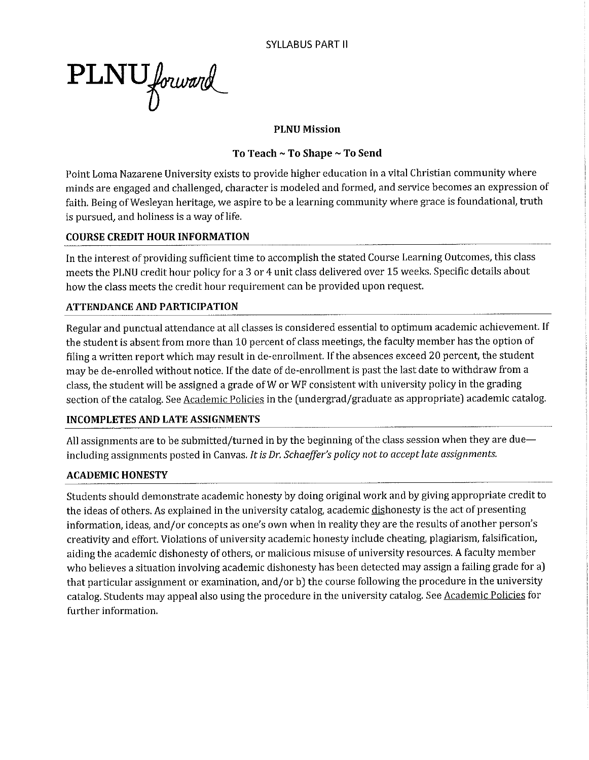SYLLABUS PART II

PLNU *forward*

**PLNU Mission**

**To Teach ~ To Shape ~ To Send**

Point Loma Nazarene University exists to provide higher education in a vital Christian community where minds are engaged and challenged, character is modeled and formed, and service becomes an expression of faith. Being of Wesleyan heritage, we aspire to be a learning community where grace is foundational, truth is pursued, and holiness is a way of life.

## COURSE CREDIT HOUR INFORMATION

In the interest of providing sufficient time to accomplish the stated Course Learning Outcomes, this class meets the PLNU credit hour policy for a 3 or 4 unit class delivered over 15 weeks. Specific details about how the class meets the credit hour requirement can be provided upon request.

## ATTENDANCE AND PARTICIPATION

Regular and punctual attendance at all classes is considered essential to optimum academic achievement. If the student is absent from more than 10 percent of class meetings, the faculty member has the option of filing a written report which may result in de-enrollment. If the absences exceed 20 percent, the student may be de-enrolled without notice. If the date of de-enrollment is past the last date to withdraw from a class, the student will be assigned a grade of W or WF consistent with university policy in the grading section of the catalog. See Academic Policies in the (undergrad/graduate as appropriate) academic catalog.

## INCOMPLETES AND LATE ASSIGNMENTS

All assignments are to be submitted/turned in by the beginning of the class session when they are due—including assignments posted in Canvas. *It is Dr. Schaeffer's policy not to accept late assignments.*

## ACADEMIC HONESTY

Students should demonstrate academic honesty by doing original work and by giving appropriate credit to the ideas of others. As explained in the university catalog, academic dishonesty is the act of presenting information, ideas, and/or concepts as one's own when in reality they are the results of another person's creativity and effort. Violations of university academic honesty include cheating, plagiarism, falsification, aiding the academic dishonesty of others, or malicious misuse of university resources. A faculty member who believes a situation involving academic dishonesty has been detected may assign a failing grade for a) that particular assignment or examination, and/or b) the course following the procedure in the university catalog. Students may appeal also using the procedure in the university catalog. See Academic Policies for further information.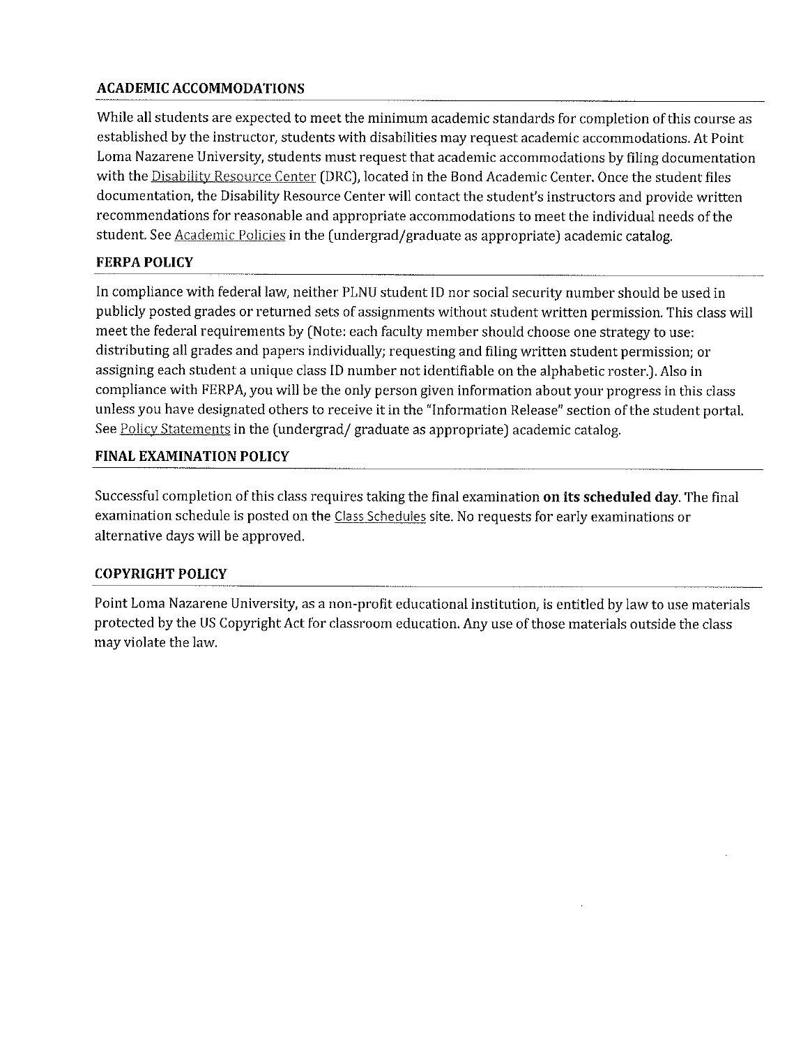### ACADEMIC ACCOMMODATIONS

While all students are expected to meet the minimum academic standards for completion of this course as established by the instructor, students with disabilities may request academic accommodations. At Point Loma Nazarene University, students must request that academic accommodations by filing documentation with the Disability Resource Center (DRC), located in the Bond Academic Center. Once the student files documentation, the Disability Resource Center will contact the student's instructors and provide written recommendations for reasonable and appropriate accommodations to meet the individual needs of the student. See Academic Policies in the (undergrad/graduate as appropriate) academic catalog.

### FERPA POLICY

In compliance with federal law, neither PLNU student ID nor social security number should be used in publicly posted grades or returned sets of assignments without student written permission. This class will meet the federal requirements by (Note: each faculty member should choose one strategy to use: distributing all grades and papers individually; requesting and filing written student permission; or assigning each student a unique class ID number not identifiable on the alphabetic roster.). Also in compliance with FERPA, you will be the only person given information about your progress in this class unless you have designated others to receive it in the "Information Release" section of the student portal. See Policy Statements in the (undergrad/ graduate as appropriate) academic catalog.

### FINAL EXAMINATION POLICY

Successful completion of this class requires taking the final examination **on its scheduled day**. The final examination schedule is posted on the Class Schedules site. No requests for early examinations or alternative days will be approved.

### COPYRIGHT POLICY

Point Loma Nazarene University, as a non-profit educational institution, is entitled by law to use materials protected by the US Copyright Act for classroom education. Any use of those materials outside the class may violate the law.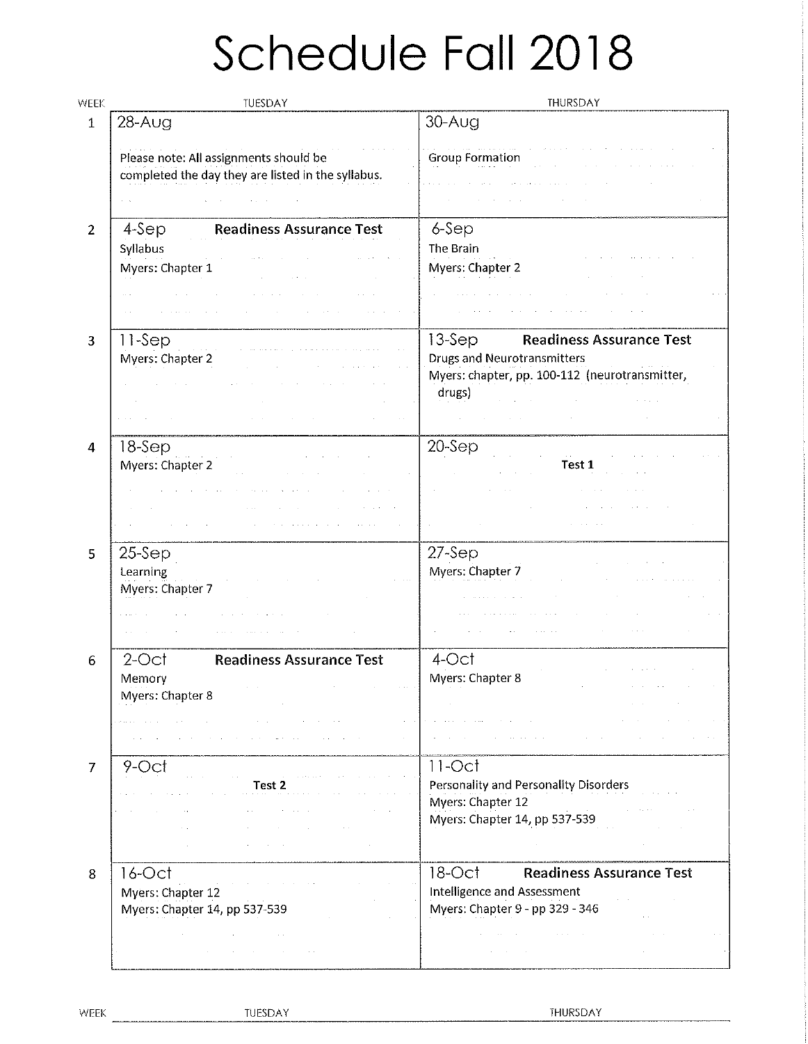# Schedule Fall 2018

| WEEK | TUESDAY | THURSDAY |
|---|---|---|
| 1 | 28-Aug<br><br>Please note: All assignments should be completed the day they are listed in the syllabus. | 30-Aug<br><br>Group Formation |
| 2 | 4-Sep **Readiness Assurance Test**<br>Syllabus<br>Myers: Chapter 1 | 6-Sep<br>The Brain<br>Myers: Chapter 2 |
| 3 | 11-Sep<br>Myers: Chapter 2 | 13-Sep **Readiness Assurance Test**<br>Drugs and Neurotransmitters<br>Myers: chapter, pp. 100-112 (neurotransmitter, drugs) |
| 4 | 18-Sep<br>Myers: Chapter 2 | 20-Sep<br>**Test 1** |
| 5 | 25-Sep<br>Learning<br>Myers: Chapter 7 | 27-Sep<br>Myers: Chapter 7 |
| 6 | 2-Oct **Readiness Assurance Test**<br>Memory<br>Myers: Chapter 8 | 4-Oct<br>Myers: Chapter 8 |
| 7 | 9-Oct<br>**Test 2** | 11-Oct<br>Personality and Personality Disorders<br>Myers: Chapter 12<br>Myers: Chapter 14, pp 537-539 |
| 8 | 16-Oct<br>Myers: Chapter 12<br>Myers: Chapter 14, pp 537-539 | 18-Oct **Readiness Assurance Test**<br>Intelligence and Assessment<br>Myers: Chapter 9 - pp 329 - 346 |

| WEEK | TUESDAY | THURSDAY |
|---|---|---|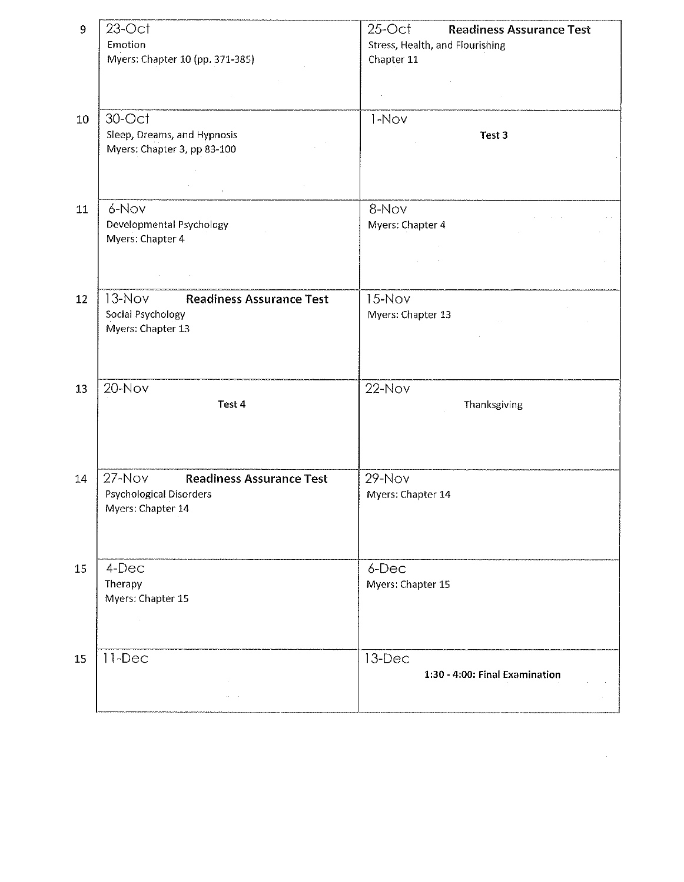| | | |
|---|---|---|
| 9 | 23-Oct<br>Emotion<br>Myers: Chapter 10 (pp. 371-385) | 25-Oct **Readiness Assurance Test**<br>Stress, Health, and Flourishing<br>Chapter 11 |
| 10 | 30-Oct<br>Sleep, Dreams, and Hypnosis<br>Myers: Chapter 3, pp 83-100 | 1-Nov<br>**Test 3** |
| 11 | 6-Nov<br>Developmental Psychology<br>Myers: Chapter 4 | 8-Nov<br>Myers: Chapter 4 |
| 12 | 13-Nov **Readiness Assurance Test**<br>Social Psychology<br>Myers: Chapter 13 | 15-Nov<br>Myers: Chapter 13 |
| 13 | 20-Nov<br>**Test 4** | 22-Nov<br>Thanksgiving |
| 14 | 27-Nov **Readiness Assurance Test**<br>Psychological Disorders<br>Myers: Chapter 14 | 29-Nov<br>Myers: Chapter 14 |
| 15 | 4-Dec<br>Therapy<br>Myers: Chapter 15 | 6-Dec<br>Myers: Chapter 15 |
| 15 | 11-Dec | 13-Dec<br>**1:30 - 4:00: Final Examination** |